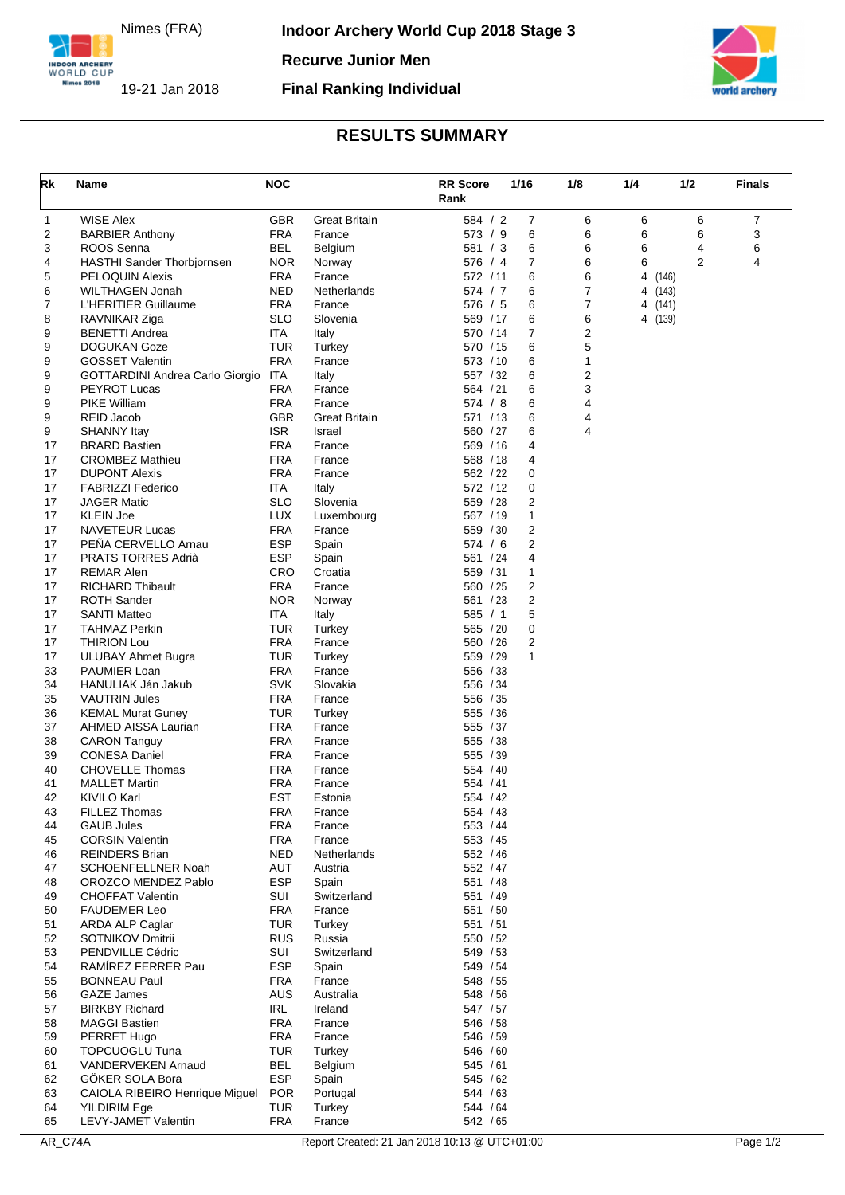Nimes (FRA)

19-21 Jan 2018

# Indoor Archery World Cup 2018 Stage 3

## Recurve Junior Men

## Final Ranking Individual

## RESULTS SUMMARY

| Rk | Name | NOC | | RR Score Rank | 1/16 | 1/8 | 1/4 | 1/2 | Finals |
|---|---|---|---|---|---|---|---|---|---|
| 1 | WISE Alex | GBR | Great Britain | 584 / 2 | 7 | 6 | 6 | 6 | 7 |
| 2 | BARBIER Anthony | FRA | France | 573 / 9 | 6 | 6 | 6 | 6 | 3 |
| 3 | ROOS Senna | BEL | Belgium | 581 / 3 | 6 | 6 | 6 | 4 | 6 |
| 4 | HASTHI Sander Thorbjornsen | NOR | Norway | 576 / 4 | 7 | 6 | 6 | 2 | 4 |
| 5 | PELOQUIN Alexis | FRA | France | 572 / 11 | 6 | 6 | 4 (146) | | |
| 6 | WILTHAGEN Jonah | NED | Netherlands | 574 / 7 | 6 | 7 | 4 (143) | | |
| 7 | L'HERITIER Guillaume | FRA | France | 576 / 5 | 6 | 7 | 4 (141) | | |
| 8 | RAVNIKAR Ziga | SLO | Slovenia | 569 / 17 | 6 | 6 | 4 (139) | | |
| 9 | BENETTI Andrea | ITA | Italy | 570 / 14 | 7 | 2 | | | |
| 9 | DOGUKAN Goze | TUR | Turkey | 570 / 15 | 6 | 5 | | | |
| 9 | GOSSET Valentin | FRA | France | 573 / 10 | 6 | 1 | | | |
| 9 | GOTTARDINI Andrea Carlo Giorgio | ITA | Italy | 557 / 32 | 6 | 2 | | | |
| 9 | PEYROT Lucas | FRA | France | 564 / 21 | 6 | 3 | | | |
| 9 | PIKE William | FRA | France | 574 / 8 | 6 | 4 | | | |
| 9 | REID Jacob | GBR | Great Britain | 571 / 13 | 6 | 4 | | | |
| 9 | SHANNY Itay | ISR | Israel | 560 / 27 | 6 | 4 | | | |
| 17 | BRARD Bastien | FRA | France | 569 / 16 | 4 | | | | |
| 17 | CROMBEZ Mathieu | FRA | France | 568 / 18 | 4 | | | | |
| 17 | DUPONT Alexis | FRA | France | 562 / 22 | 0 | | | | |
| 17 | FABRIZZI Federico | ITA | Italy | 572 / 12 | 0 | | | | |
| 17 | JAGER Matic | SLO | Slovenia | 559 / 28 | 2 | | | | |
| 17 | KLEIN Joe | LUX | Luxembourg | 567 / 19 | 1 | | | | |
| 17 | NAVETEUR Lucas | FRA | France | 559 / 30 | 2 | | | | |
| 17 | PEÑA CERVELLO Arnau | ESP | Spain | 574 / 6 | 2 | | | | |
| 17 | PRATS TORRES Adrià | ESP | Spain | 561 / 24 | 4 | | | | |
| 17 | REMAR Alen | CRO | Croatia | 559 / 31 | 1 | | | | |
| 17 | RICHARD Thibault | FRA | France | 560 / 25 | 2 | | | | |
| 17 | ROTH Sander | NOR | Norway | 561 / 23 | 2 | | | | |
| 17 | SANTI Matteo | ITA | Italy | 585 / 1 | 5 | | | | |
| 17 | TAHMAZ Perkin | TUR | Turkey | 565 / 20 | 0 | | | | |
| 17 | THIRION Lou | FRA | France | 560 / 26 | 2 | | | | |
| 17 | ULUBAY Ahmet Bugra | TUR | Turkey | 559 / 29 | 1 | | | | |
| 33 | PAUMIER Loan | FRA | France | 556 / 33 | | | | | |
| 34 | HANULIAK Ján Jakub | SVK | Slovakia | 556 / 34 | | | | | |
| 35 | VAUTRIN Jules | FRA | France | 556 / 35 | | | | | |
| 36 | KEMAL Murat Guney | TUR | Turkey | 555 / 36 | | | | | |
| 37 | AHMED AISSA Laurian | FRA | France | 555 / 37 | | | | | |
| 38 | CARON Tanguy | FRA | France | 555 / 38 | | | | | |
| 39 | CONESA Daniel | FRA | France | 555 / 39 | | | | | |
| 40 | CHOVELLE Thomas | FRA | France | 554 / 40 | | | | | |
| 41 | MALLET Martin | FRA | France | 554 / 41 | | | | | |
| 42 | KIVILO Karl | EST | Estonia | 554 / 42 | | | | | |
| 43 | FILLEZ Thomas | FRA | France | 554 / 43 | | | | | |
| 44 | GAUB Jules | FRA | France | 553 / 44 | | | | | |
| 45 | CORSIN Valentin | FRA | France | 553 / 45 | | | | | |
| 46 | REINDERS Brian | NED | Netherlands | 552 / 46 | | | | | |
| 47 | SCHOENFELLNER Noah | AUT | Austria | 552 / 47 | | | | | |
| 48 | OROZCO MENDEZ Pablo | ESP | Spain | 551 / 48 | | | | | |
| 49 | CHOFFAT Valentin | SUI | Switzerland | 551 / 49 | | | | | |
| 50 | FAUDEMER Leo | FRA | France | 551 / 50 | | | | | |
| 51 | ARDA ALP Caglar | TUR | Turkey | 551 / 51 | | | | | |
| 52 | SOTNIKOV Dmitrii | RUS | Russia | 550 / 52 | | | | | |
| 53 | PENDVILLE Cédric | SUI | Switzerland | 549 / 53 | | | | | |
| 54 | RAMÍREZ FERRER Pau | ESP | Spain | 549 / 54 | | | | | |
| 55 | BONNEAU Paul | FRA | France | 548 / 55 | | | | | |
| 56 | GAZE James | AUS | Australia | 548 / 56 | | | | | |
| 57 | BIRKBY Richard | IRL | Ireland | 547 / 57 | | | | | |
| 58 | MAGGI Bastien | FRA | France | 546 / 58 | | | | | |
| 59 | PERRET Hugo | FRA | France | 546 / 59 | | | | | |
| 60 | TOPCUOGLU Tuna | TUR | Turkey | 546 / 60 | | | | | |
| 61 | VANDERVEKEN Arnaud | BEL | Belgium | 545 / 61 | | | | | |
| 62 | GÖKER SOLA Bora | ESP | Spain | 545 / 62 | | | | | |
| 63 | CAIOLA RIBEIRO Henrique Miguel | POR | Portugal | 544 / 63 | | | | | |
| 64 | YILDIRIM Ege | TUR | Turkey | 544 / 64 | | | | | |
| 65 | LEVY-JAMET Valentin | FRA | France | 542 / 65 | | | | | |

AR_C74A — Report Created: 21 Jan 2018 10:13 @ UTC+01:00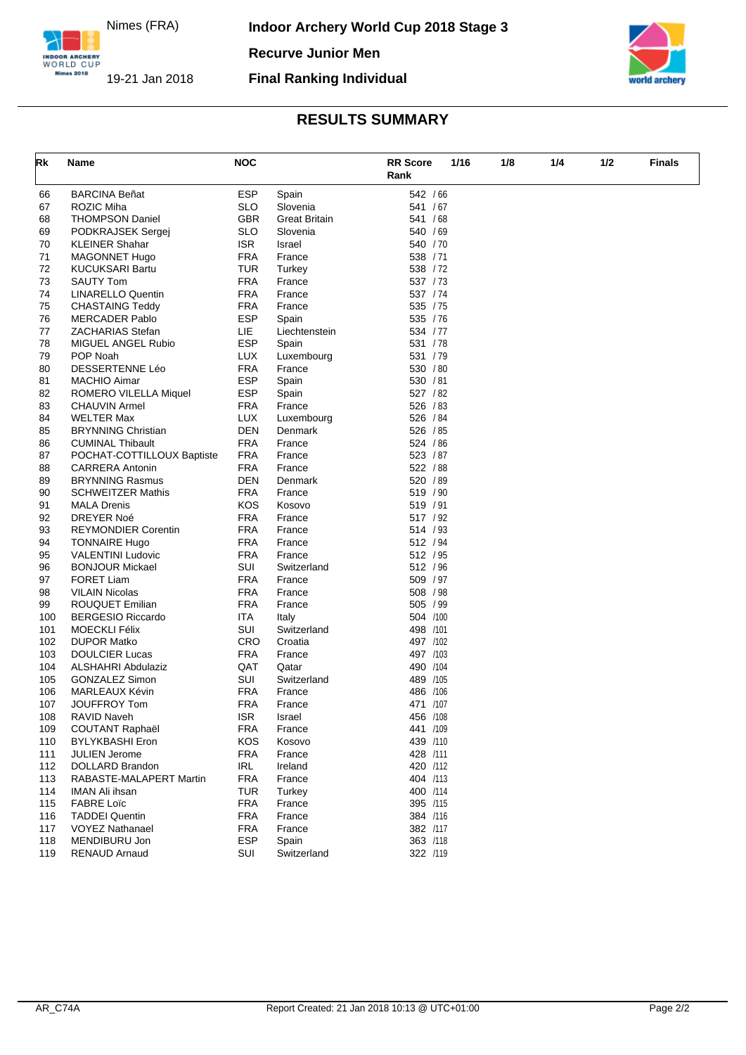Nimes (FRA)

19-21 Jan 2018

**Indoor Archery World Cup 2018 Stage 3**

**Recurve Junior Men**

**Final Ranking Individual**

## RESULTS SUMMARY

| Rk | Name | NOC | | RR Score Rank | 1/16 | 1/8 | 1/4 | 1/2 | Finals |
|---|---|---|---|---|---|---|---|---|---|
| 66 | BARCINA Beñat | ESP | Spain | 542 / 66 | | | | | |
| 67 | ROZIC Miha | SLO | Slovenia | 541 / 67 | | | | | |
| 68 | THOMPSON Daniel | GBR | Great Britain | 541 / 68 | | | | | |
| 69 | PODKRAJSEK Sergej | SLO | Slovenia | 540 / 69 | | | | | |
| 70 | KLEINER Shahar | ISR | Israel | 540 / 70 | | | | | |
| 71 | MAGONNET Hugo | FRA | France | 538 / 71 | | | | | |
| 72 | KUCUKSARI Bartu | TUR | Turkey | 538 / 72 | | | | | |
| 73 | SAUTY Tom | FRA | France | 537 / 73 | | | | | |
| 74 | LINARELLO Quentin | FRA | France | 537 / 74 | | | | | |
| 75 | CHASTAING Teddy | FRA | France | 535 / 75 | | | | | |
| 76 | MERCADER Pablo | ESP | Spain | 535 / 76 | | | | | |
| 77 | ZACHARIAS Stefan | LIE | Liechtenstein | 534 / 77 | | | | | |
| 78 | MIGUEL ANGEL Rubio | ESP | Spain | 531 / 78 | | | | | |
| 79 | POP Noah | LUX | Luxembourg | 531 / 79 | | | | | |
| 80 | DESSERTENNE Léo | FRA | France | 530 / 80 | | | | | |
| 81 | MACHIO Aimar | ESP | Spain | 530 / 81 | | | | | |
| 82 | ROMERO VILELLA Miquel | ESP | Spain | 527 / 82 | | | | | |
| 83 | CHAUVIN Armel | FRA | France | 526 / 83 | | | | | |
| 84 | WELTER Max | LUX | Luxembourg | 526 / 84 | | | | | |
| 85 | BRYNNING Christian | DEN | Denmark | 526 / 85 | | | | | |
| 86 | CUMINAL Thibault | FRA | France | 524 / 86 | | | | | |
| 87 | POCHAT-COTTILLOUX Baptiste | FRA | France | 523 / 87 | | | | | |
| 88 | CARRERA Antonin | FRA | France | 522 / 88 | | | | | |
| 89 | BRYNNING Rasmus | DEN | Denmark | 520 / 89 | | | | | |
| 90 | SCHWEITZER Mathis | FRA | France | 519 / 90 | | | | | |
| 91 | MALA Drenis | KOS | Kosovo | 519 / 91 | | | | | |
| 92 | DREYER Noé | FRA | France | 517 / 92 | | | | | |
| 93 | REYMONDIER Corentin | FRA | France | 514 / 93 | | | | | |
| 94 | TONNAIRE Hugo | FRA | France | 512 / 94 | | | | | |
| 95 | VALENTINI Ludovic | FRA | France | 512 / 95 | | | | | |
| 96 | BONJOUR Mickael | SUI | Switzerland | 512 / 96 | | | | | |
| 97 | FORET Liam | FRA | France | 509 / 97 | | | | | |
| 98 | VILAIN Nicolas | FRA | France | 508 / 98 | | | | | |
| 99 | ROUQUET Emilian | FRA | France | 505 / 99 | | | | | |
| 100 | BERGESIO Riccardo | ITA | Italy | 504 /100 | | | | | |
| 101 | MOECKLI Félix | SUI | Switzerland | 498 /101 | | | | | |
| 102 | DUPOR Matko | CRO | Croatia | 497 /102 | | | | | |
| 103 | DOULCIER Lucas | FRA | France | 497 /103 | | | | | |
| 104 | ALSHAHRI Abdulaziz | QAT | Qatar | 490 /104 | | | | | |
| 105 | GONZALEZ Simon | SUI | Switzerland | 489 /105 | | | | | |
| 106 | MARLEAUX Kévin | FRA | France | 486 /106 | | | | | |
| 107 | JOUFFROY Tom | FRA | France | 471 /107 | | | | | |
| 108 | RAVID Naveh | ISR | Israel | 456 /108 | | | | | |
| 109 | COUTANT Raphaël | FRA | France | 441 /109 | | | | | |
| 110 | BYLYKBASHI Eron | KOS | Kosovo | 439 /110 | | | | | |
| 111 | JULIEN Jerome | FRA | France | 428 /111 | | | | | |
| 112 | DOLLARD Brandon | IRL | Ireland | 420 /112 | | | | | |
| 113 | RABASTE-MALAPERT Martin | FRA | France | 404 /113 | | | | | |
| 114 | IMAN Ali ihsan | TUR | Turkey | 400 /114 | | | | | |
| 115 | FABRE Loïc | FRA | France | 395 /115 | | | | | |
| 116 | TADDEI Quentin | FRA | France | 384 /116 | | | | | |
| 117 | VOYEZ Nathanael | FRA | France | 382 /117 | | | | | |
| 118 | MENDIBURU Jon | ESP | Spain | 363 /118 | | | | | |
| 119 | RENAUD Arnaud | SUI | Switzerland | 322 /119 | | | | | |

AR_C74A

Report Created: 21 Jan 2018 10:13 @ UTC+01:00